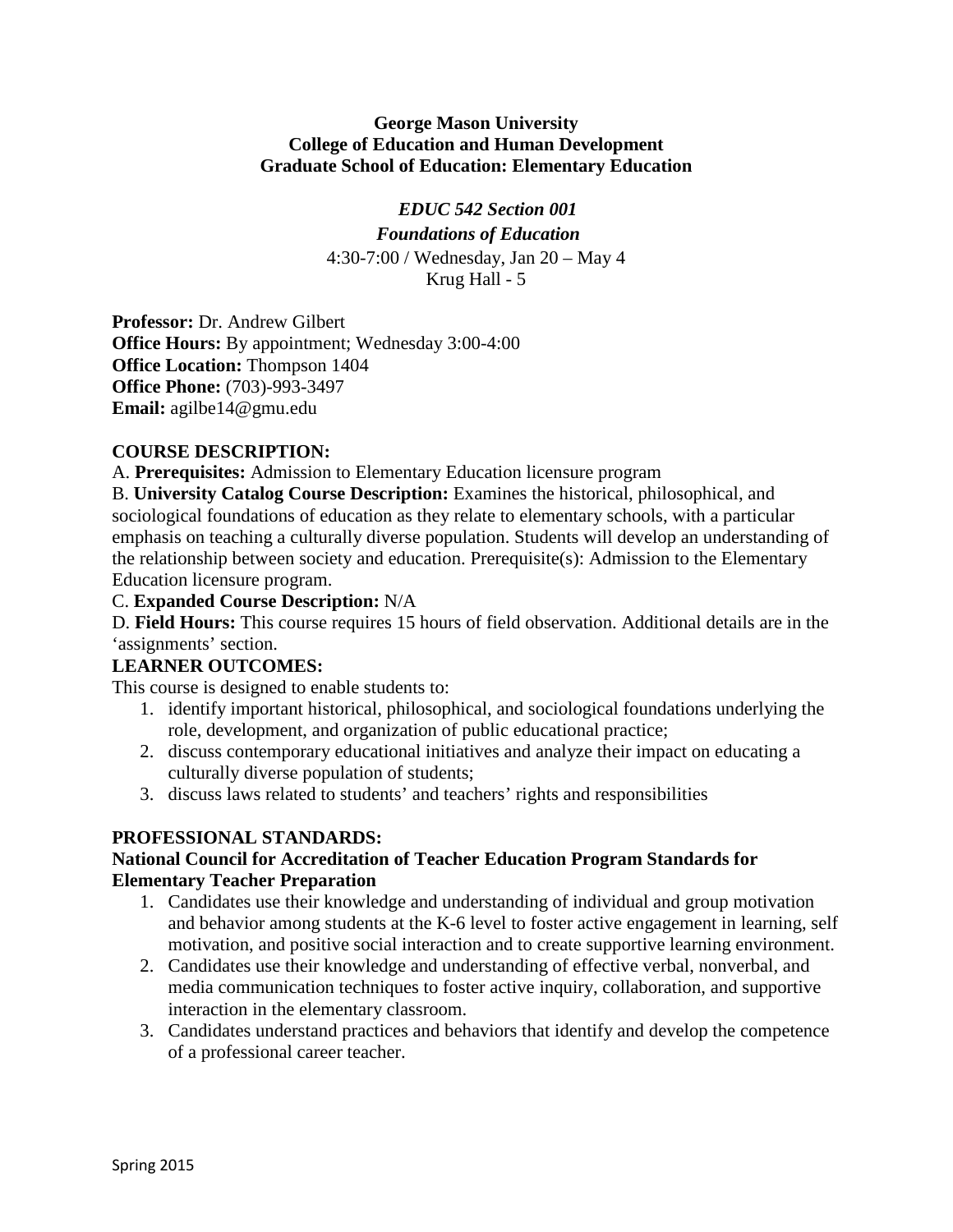**George Mason University**
**College of Education and Human Development**
**Graduate School of Education: Elementary Education**

***EDUC 542 Section 001***

***Foundations of Education***

4:30-7:00 / Wednesday, Jan 20 – May 4
Krug Hall - 5

**Professor:** Dr. Andrew Gilbert
**Office Hours:** By appointment; Wednesday 3:00-4:00
**Office Location:** Thompson 1404
**Office Phone:** (703)-993-3497
**Email:** agilbe14@gmu.edu

## COURSE DESCRIPTION:

A. **Prerequisites:** Admission to Elementary Education licensure program

B. **University Catalog Course Description:** Examines the historical, philosophical, and sociological foundations of education as they relate to elementary schools, with a particular emphasis on teaching a culturally diverse population. Students will develop an understanding of the relationship between society and education. Prerequisite(s): Admission to the Elementary Education licensure program.

C. **Expanded Course Description:** N/A

D. **Field Hours:** This course requires 15 hours of field observation. Additional details are in the 'assignments' section.

## LEARNER OUTCOMES:

This course is designed to enable students to:

1. identify important historical, philosophical, and sociological foundations underlying the role, development, and organization of public educational practice;
2. discuss contemporary educational initiatives and analyze their impact on educating a culturally diverse population of students;
3. discuss laws related to students' and teachers' rights and responsibilities

## PROFESSIONAL STANDARDS:

**National Council for Accreditation of Teacher Education Program Standards for Elementary Teacher Preparation**

1. Candidates use their knowledge and understanding of individual and group motivation and behavior among students at the K-6 level to foster active engagement in learning, self motivation, and positive social interaction and to create supportive learning environment.
2. Candidates use their knowledge and understanding of effective verbal, nonverbal, and media communication techniques to foster active inquiry, collaboration, and supportive interaction in the elementary classroom.
3. Candidates understand practices and behaviors that identify and develop the competence of a professional career teacher.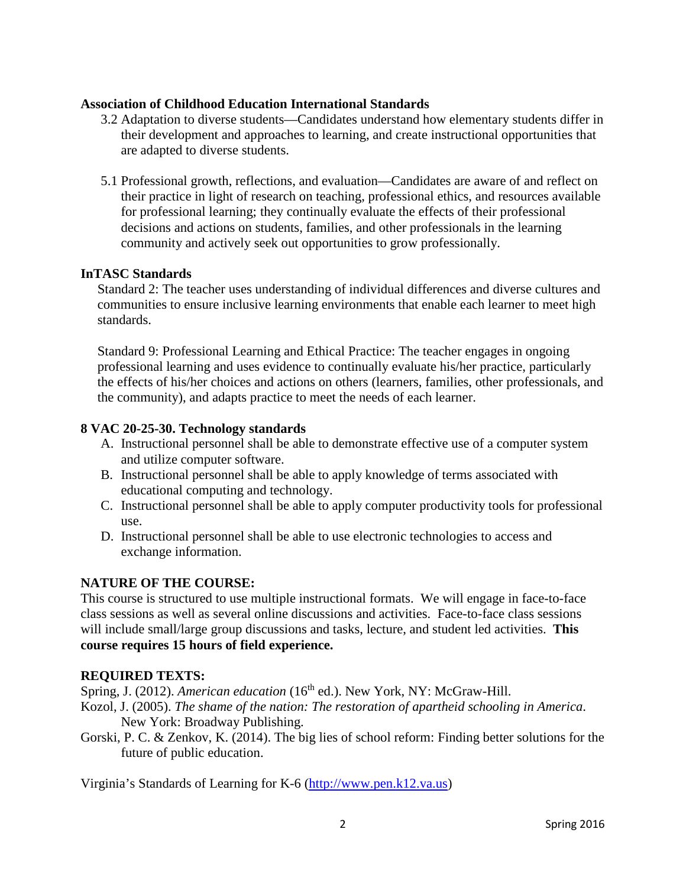### Association of Childhood Education International Standards

3.2 Adaptation to diverse students—Candidates understand how elementary students differ in their development and approaches to learning, and create instructional opportunities that are adapted to diverse students.

5.1 Professional growth, reflections, and evaluation—Candidates are aware of and reflect on their practice in light of research on teaching, professional ethics, and resources available for professional learning; they continually evaluate the effects of their professional decisions and actions on students, families, and other professionals in the learning community and actively seek out opportunities to grow professionally.

### InTASC Standards

Standard 2: The teacher uses understanding of individual differences and diverse cultures and communities to ensure inclusive learning environments that enable each learner to meet high standards.

Standard 9: Professional Learning and Ethical Practice: The teacher engages in ongoing professional learning and uses evidence to continually evaluate his/her practice, particularly the effects of his/her choices and actions on others (learners, families, other professionals, and the community), and adapts practice to meet the needs of each learner.

### 8 VAC 20-25-30. Technology standards

A. Instructional personnel shall be able to demonstrate effective use of a computer system and utilize computer software.
B. Instructional personnel shall be able to apply knowledge of terms associated with educational computing and technology.
C. Instructional personnel shall be able to apply computer productivity tools for professional use.
D. Instructional personnel shall be able to use electronic technologies to access and exchange information.

## NATURE OF THE COURSE:

This course is structured to use multiple instructional formats. We will engage in face-to-face class sessions as well as several online discussions and activities. Face-to-face class sessions will include small/large group discussions and tasks, lecture, and student led activities. **This course requires 15 hours of field experience.**

## REQUIRED TEXTS:

Spring, J. (2012). *American education* (16th ed.). New York, NY: McGraw-Hill.

Kozol, J. (2005). *The shame of the nation: The restoration of apartheid schooling in America*. New York: Broadway Publishing.

Gorski, P. C. & Zenkov, K. (2014). The big lies of school reform: Finding better solutions for the future of public education.

Virginia's Standards of Learning for K-6 (http://www.pen.k12.va.us)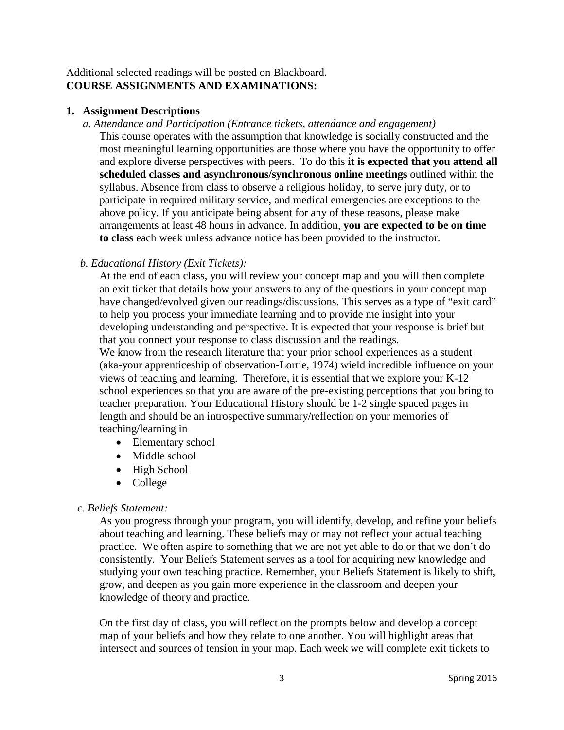Additional selected readings will be posted on Blackboard.

**COURSE ASSIGNMENTS AND EXAMINATIONS:**

**1. Assignment Descriptions**

*a. Attendance and Participation (Entrance tickets, attendance and engagement)*

This course operates with the assumption that knowledge is socially constructed and the most meaningful learning opportunities are those where you have the opportunity to offer and explore diverse perspectives with peers. To do this **it is expected that you attend all scheduled classes and asynchronous/synchronous online meetings** outlined within the syllabus. Absence from class to observe a religious holiday, to serve jury duty, or to participate in required military service, and medical emergencies are exceptions to the above policy. If you anticipate being absent for any of these reasons, please make arrangements at least 48 hours in advance. In addition, **you are expected to be on time to class** each week unless advance notice has been provided to the instructor.

*b. Educational History (Exit Tickets):*

At the end of each class, you will review your concept map and you will then complete an exit ticket that details how your answers to any of the questions in your concept map have changed/evolved given our readings/discussions. This serves as a type of "exit card" to help you process your immediate learning and to provide me insight into your developing understanding and perspective. It is expected that your response is brief but that you connect your response to class discussion and the readings.

We know from the research literature that your prior school experiences as a student (aka-your apprenticeship of observation-Lortie, 1974) wield incredible influence on your views of teaching and learning. Therefore, it is essential that we explore your K-12 school experiences so that you are aware of the pre-existing perceptions that you bring to teacher preparation. Your Educational History should be 1-2 single spaced pages in length and should be an introspective summary/reflection on your memories of teaching/learning in

- Elementary school
- Middle school
- High School
- College

*c. Beliefs Statement:*

As you progress through your program, you will identify, develop, and refine your beliefs about teaching and learning. These beliefs may or may not reflect your actual teaching practice. We often aspire to something that we are not yet able to do or that we don't do consistently. Your Beliefs Statement serves as a tool for acquiring new knowledge and studying your own teaching practice. Remember, your Beliefs Statement is likely to shift, grow, and deepen as you gain more experience in the classroom and deepen your knowledge of theory and practice.

On the first day of class, you will reflect on the prompts below and develop a concept map of your beliefs and how they relate to one another. You will highlight areas that intersect and sources of tension in your map. Each week we will complete exit tickets to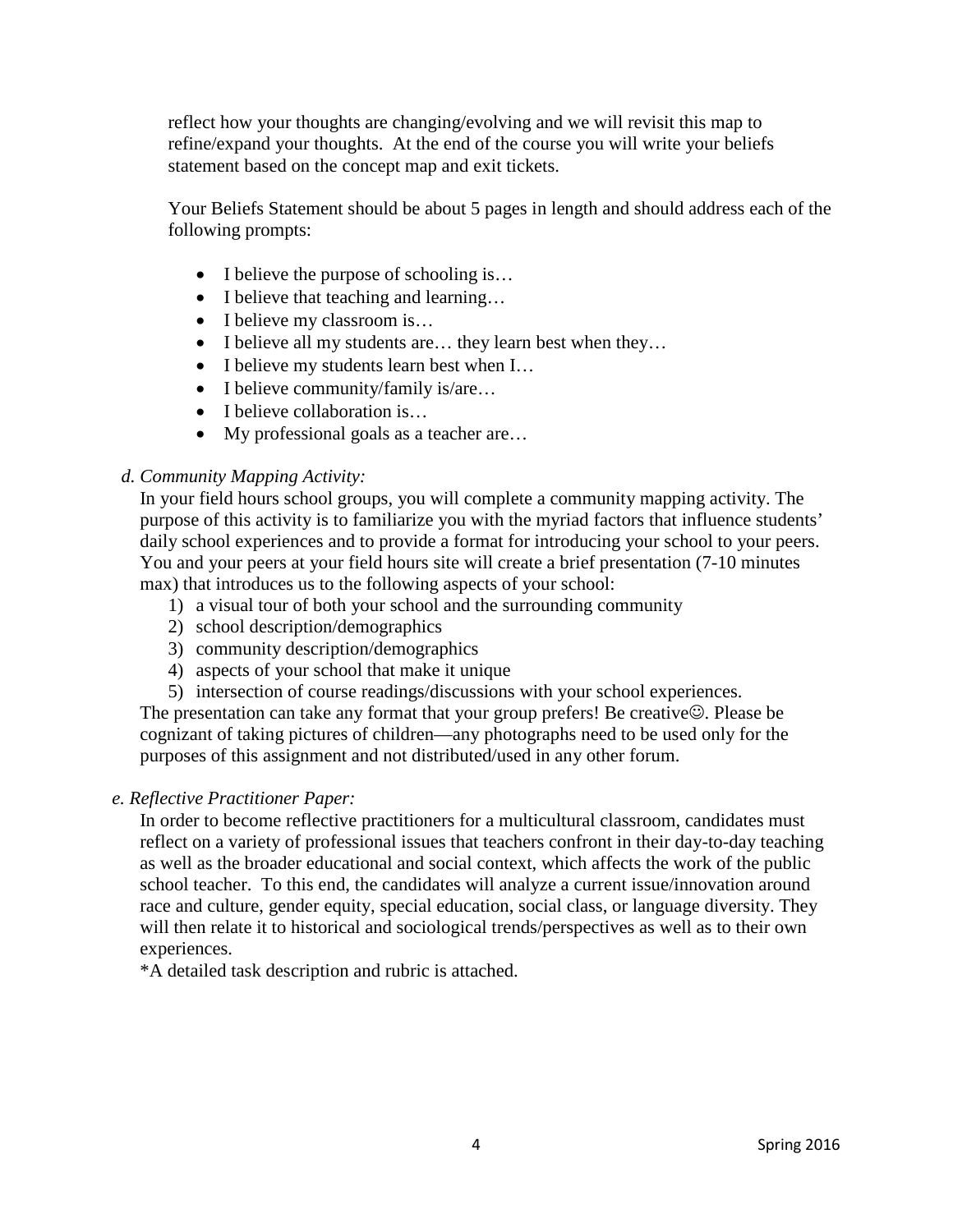reflect how your thoughts are changing/evolving and we will revisit this map to refine/expand your thoughts. At the end of the course you will write your beliefs statement based on the concept map and exit tickets.

Your Beliefs Statement should be about 5 pages in length and should address each of the following prompts:

- I believe the purpose of schooling is…
- I believe that teaching and learning…
- I believe my classroom is…
- I believe all my students are… they learn best when they…
- I believe my students learn best when I…
- I believe community/family is/are…
- I believe collaboration is…
- My professional goals as a teacher are…

*d. Community Mapping Activity:*

In your field hours school groups, you will complete a community mapping activity. The purpose of this activity is to familiarize you with the myriad factors that influence students' daily school experiences and to provide a format for introducing your school to your peers. You and your peers at your field hours site will create a brief presentation (7-10 minutes max) that introduces us to the following aspects of your school:

1) a visual tour of both your school and the surrounding community
2) school description/demographics
3) community description/demographics
4) aspects of your school that make it unique
5) intersection of course readings/discussions with your school experiences.

The presentation can take any format that your group prefers! Be creative☺. Please be cognizant of taking pictures of children—any photographs need to be used only for the purposes of this assignment and not distributed/used in any other forum.

*e. Reflective Practitioner Paper:*

In order to become reflective practitioners for a multicultural classroom, candidates must reflect on a variety of professional issues that teachers confront in their day-to-day teaching as well as the broader educational and social context, which affects the work of the public school teacher. To this end, the candidates will analyze a current issue/innovation around race and culture, gender equity, special education, social class, or language diversity. They will then relate it to historical and sociological trends/perspectives as well as to their own experiences.

*A detailed task description and rubric is attached.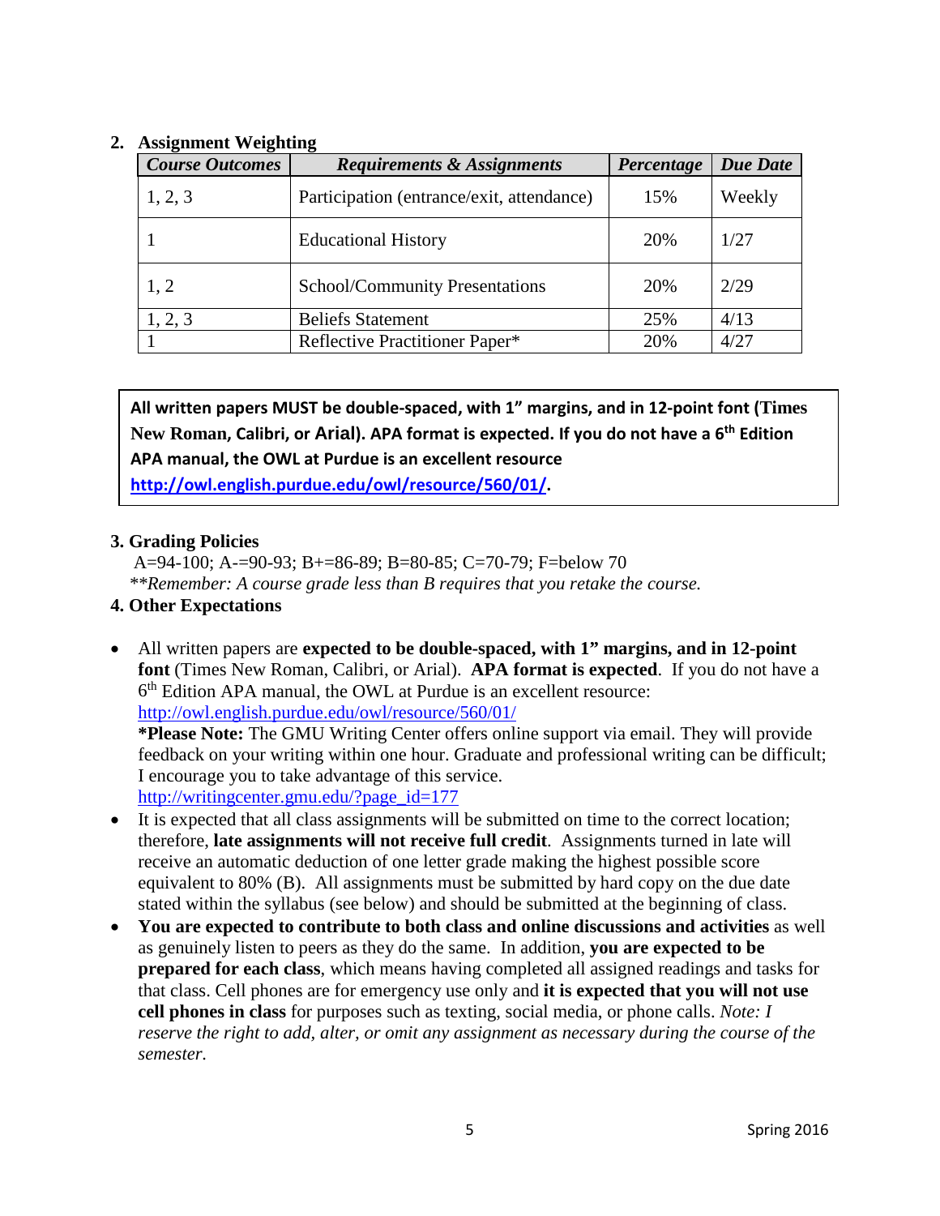## 2. Assignment Weighting

| *Course Outcomes* | *Requirements & Assignments* | *Percentage* | *Due Date* |
|---|---|---|---|
| 1, 2, 3 | Participation (entrance/exit, attendance) | 15% | Weekly |
| 1 | Educational History | 20% | 1/27 |
| 1, 2 | School/Community Presentations | 20% | 2/29 |
| 1, 2, 3 | Beliefs Statement | 25% | 4/13 |
| 1 | Reflective Practitioner Paper* | 20% | 4/27 |

**All written papers MUST be double-spaced, with 1" margins, and in 12-point font (Times New Roman, Calibri, or Arial). APA format is expected. If you do not have a 6th Edition APA manual, the OWL at Purdue is an excellent resource [http://owl.english.purdue.edu/owl/resource/560/01/](http://owl.english.purdue.edu/owl/resource/560/01/).**

## 3. Grading Policies

A=94-100; A-=90-93; B+=86-89; B=80-85; C=70-79; F=below 70

**\*\****Remember: A course grade less than B requires that you retake the course.*

## 4. Other Expectations

- All written papers are **expected to be double-spaced, with 1" margins, and in 12-point font** (Times New Roman, Calibri, or Arial). **APA format is expected**. If you do not have a 6th Edition APA manual, the OWL at Purdue is an excellent resource: http://owl.english.purdue.edu/owl/resource/560/01/
  **\*Please Note:** The GMU Writing Center offers online support via email. They will provide feedback on your writing within one hour. Graduate and professional writing can be difficult; I encourage you to take advantage of this service. http://writingcenter.gmu.edu/?page_id=177
- It is expected that all class assignments will be submitted on time to the correct location; therefore, **late assignments will not receive full credit**. Assignments turned in late will receive an automatic deduction of one letter grade making the highest possible score equivalent to 80% (B). All assignments must be submitted by hard copy on the due date stated within the syllabus (see below) and should be submitted at the beginning of class.
- **You are expected to contribute to both class and online discussions and activities** as well as genuinely listen to peers as they do the same. In addition, **you are expected to be prepared for each class**, which means having completed all assigned readings and tasks for that class. Cell phones are for emergency use only and **it is expected that you will not use cell phones in class** for purposes such as texting, social media, or phone calls. *Note: I reserve the right to add, alter, or omit any assignment as necessary during the course of the semester.*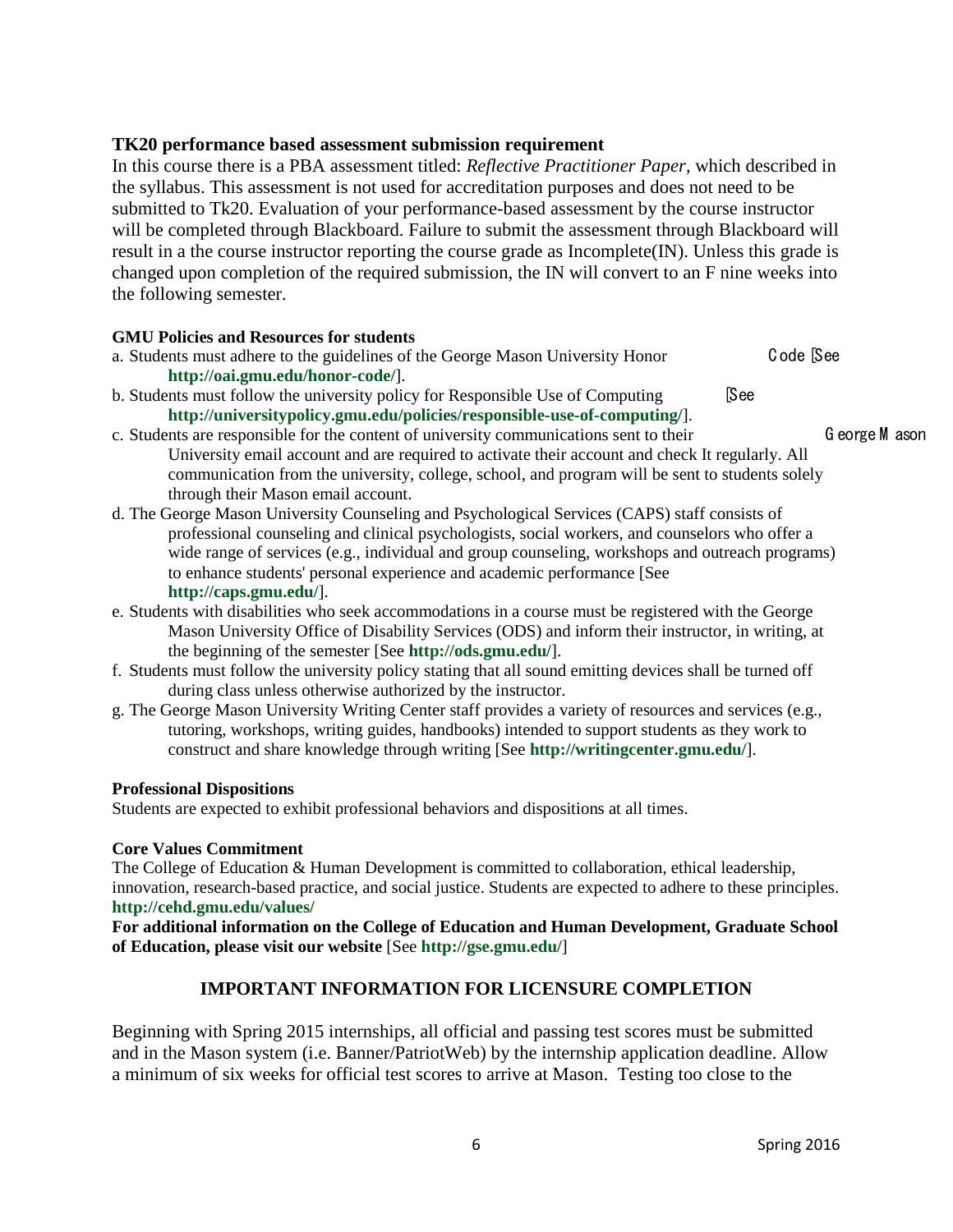**TK20 performance based assessment submission requirement**

In this course there is a PBA assessment titled: *Reflective Practitioner Paper*, which described in the syllabus. This assessment is not used for accreditation purposes and does not need to be submitted to Tk20. Evaluation of your performance-based assessment by the course instructor will be completed through Blackboard. Failure to submit the assessment through Blackboard will result in a the course instructor reporting the course grade as Incomplete(IN). Unless this grade is changed upon completion of the required submission, the IN will convert to an F nine weeks into the following semester.

**GMU Policies and Resources for students**

a. Students must adhere to the guidelines of the George Mason University Honor Code [See **http://oai.gmu.edu/honor-code/**].

b. Students must follow the university policy for Responsible Use of Computing [See **http://universitypolicy.gmu.edu/policies/responsible-use-of-computing/**].

c. Students are responsible for the content of university communications sent to their George Mason University email account and are required to activate their account and check It regularly. All communication from the university, college, school, and program will be sent to students solely through their Mason email account.

d. The George Mason University Counseling and Psychological Services (CAPS) staff consists of professional counseling and clinical psychologists, social workers, and counselors who offer a wide range of services (e.g., individual and group counseling, workshops and outreach programs) to enhance students' personal experience and academic performance [See **http://caps.gmu.edu/**].

e. Students with disabilities who seek accommodations in a course must be registered with the George Mason University Office of Disability Services (ODS) and inform their instructor, in writing, at the beginning of the semester [See **http://ods.gmu.edu/**].

f. Students must follow the university policy stating that all sound emitting devices shall be turned off during class unless otherwise authorized by the instructor.

g. The George Mason University Writing Center staff provides a variety of resources and services (e.g., tutoring, workshops, writing guides, handbooks) intended to support students as they work to construct and share knowledge through writing [See **http://writingcenter.gmu.edu/**].

**Professional Dispositions**

Students are expected to exhibit professional behaviors and dispositions at all times.

**Core Values Commitment**

The College of Education & Human Development is committed to collaboration, ethical leadership, innovation, research-based practice, and social justice. Students are expected to adhere to these principles. **http://cehd.gmu.edu/values/**

**For additional information on the College of Education and Human Development, Graduate School of Education, please visit our website** [See **http://gse.gmu.edu/**]

## IMPORTANT INFORMATION FOR LICENSURE COMPLETION

Beginning with Spring 2015 internships, all official and passing test scores must be submitted and in the Mason system (i.e. Banner/PatriotWeb) by the internship application deadline. Allow a minimum of six weeks for official test scores to arrive at Mason. Testing too close to the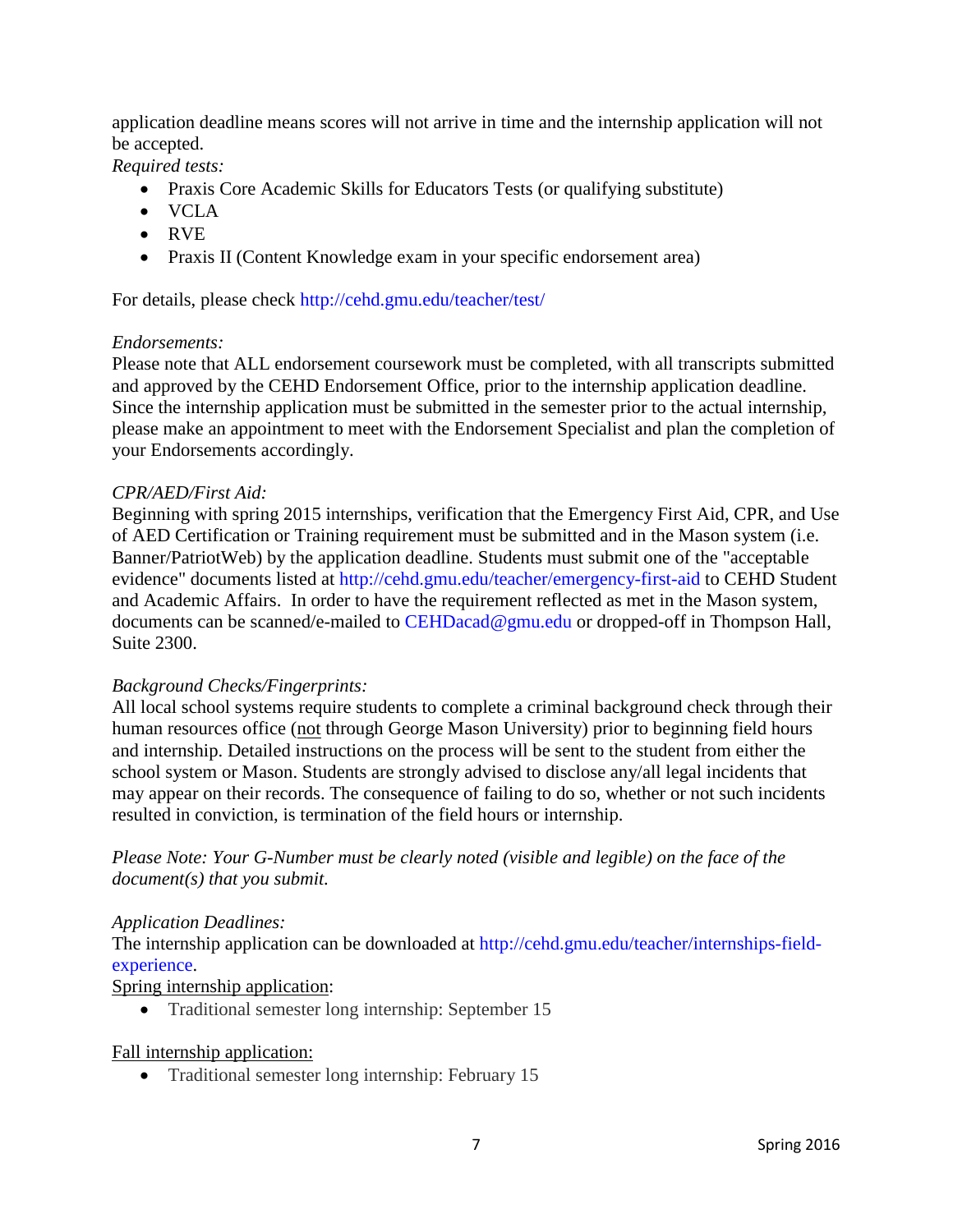application deadline means scores will not arrive in time and the internship application will not be accepted.

*Required tests:*

- Praxis Core Academic Skills for Educators Tests (or qualifying substitute)
- VCLA
- RVE
- Praxis II (Content Knowledge exam in your specific endorsement area)

For details, please check http://cehd.gmu.edu/teacher/test/

*Endorsements:*

Please note that ALL endorsement coursework must be completed, with all transcripts submitted and approved by the CEHD Endorsement Office, prior to the internship application deadline. Since the internship application must be submitted in the semester prior to the actual internship, please make an appointment to meet with the Endorsement Specialist and plan the completion of your Endorsements accordingly.

*CPR/AED/First Aid:*

Beginning with spring 2015 internships, verification that the Emergency First Aid, CPR, and Use of AED Certification or Training requirement must be submitted and in the Mason system (i.e. Banner/PatriotWeb) by the application deadline. Students must submit one of the "acceptable evidence" documents listed at http://cehd.gmu.edu/teacher/emergency-first-aid to CEHD Student and Academic Affairs. In order to have the requirement reflected as met in the Mason system, documents can be scanned/e-mailed to CEHDacad@gmu.edu or dropped-off in Thompson Hall, Suite 2300.

*Background Checks/Fingerprints:*

All local school systems require students to complete a criminal background check through their human resources office (<u>not</u> through George Mason University) prior to beginning field hours and internship. Detailed instructions on the process will be sent to the student from either the school system or Mason. Students are strongly advised to disclose any/all legal incidents that may appear on their records. The consequence of failing to do so, whether or not such incidents resulted in conviction, is termination of the field hours or internship.

*Please Note: Your G-Number must be clearly noted (visible and legible) on the face of the document(s) that you submit.*

*Application Deadlines:*

The internship application can be downloaded at http://cehd.gmu.edu/teacher/internships-field-experience.

<u>Spring internship application</u>:

- Traditional semester long internship: September 15

<u>Fall internship application:</u>

- Traditional semester long internship: February 15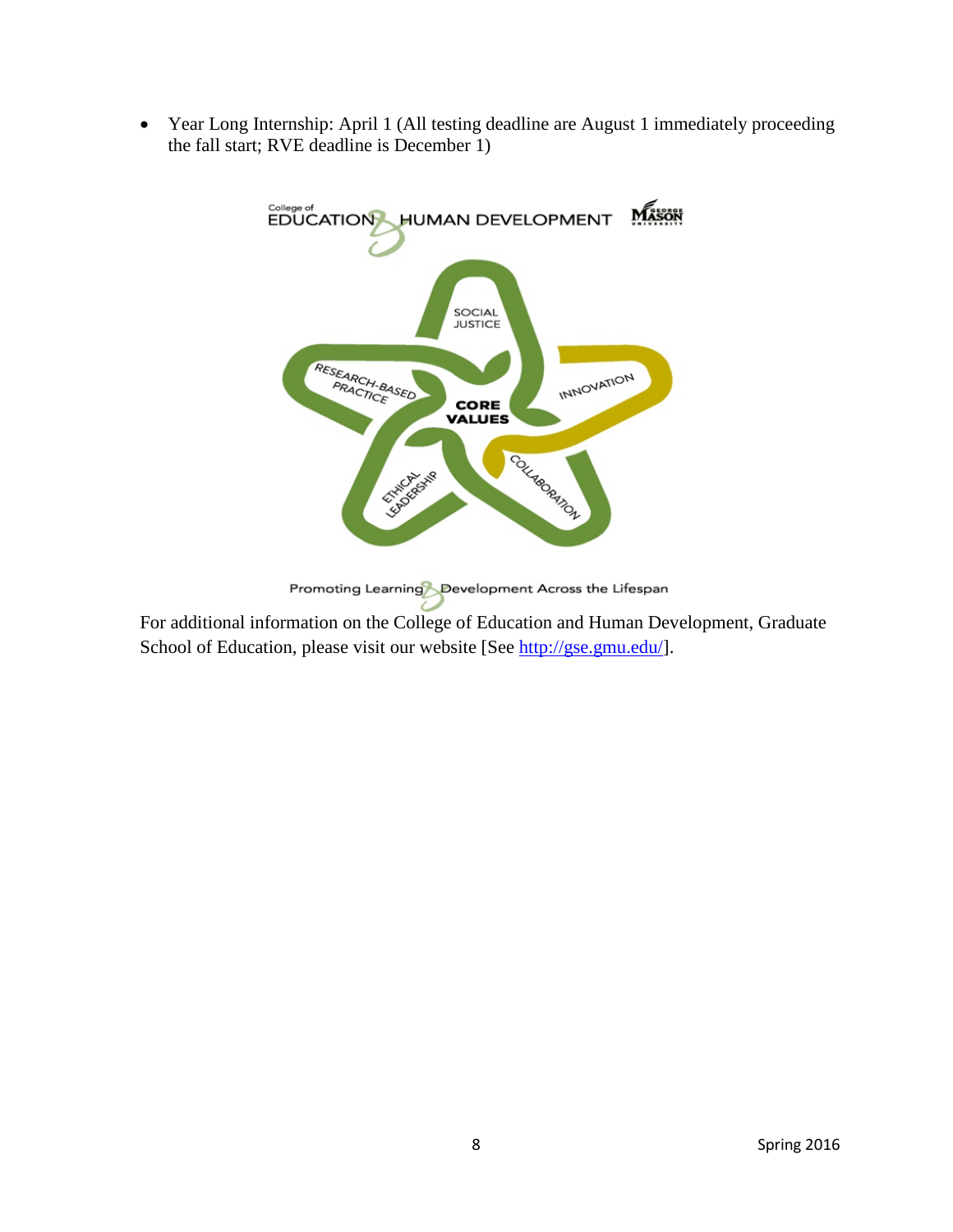- Year Long Internship: April 1 (All testing deadline are August 1 immediately proceeding the fall start; RVE deadline is December 1)

For additional information on the College of Education and Human Development, Graduate School of Education, please visit our website [See http://gse.gmu.edu/].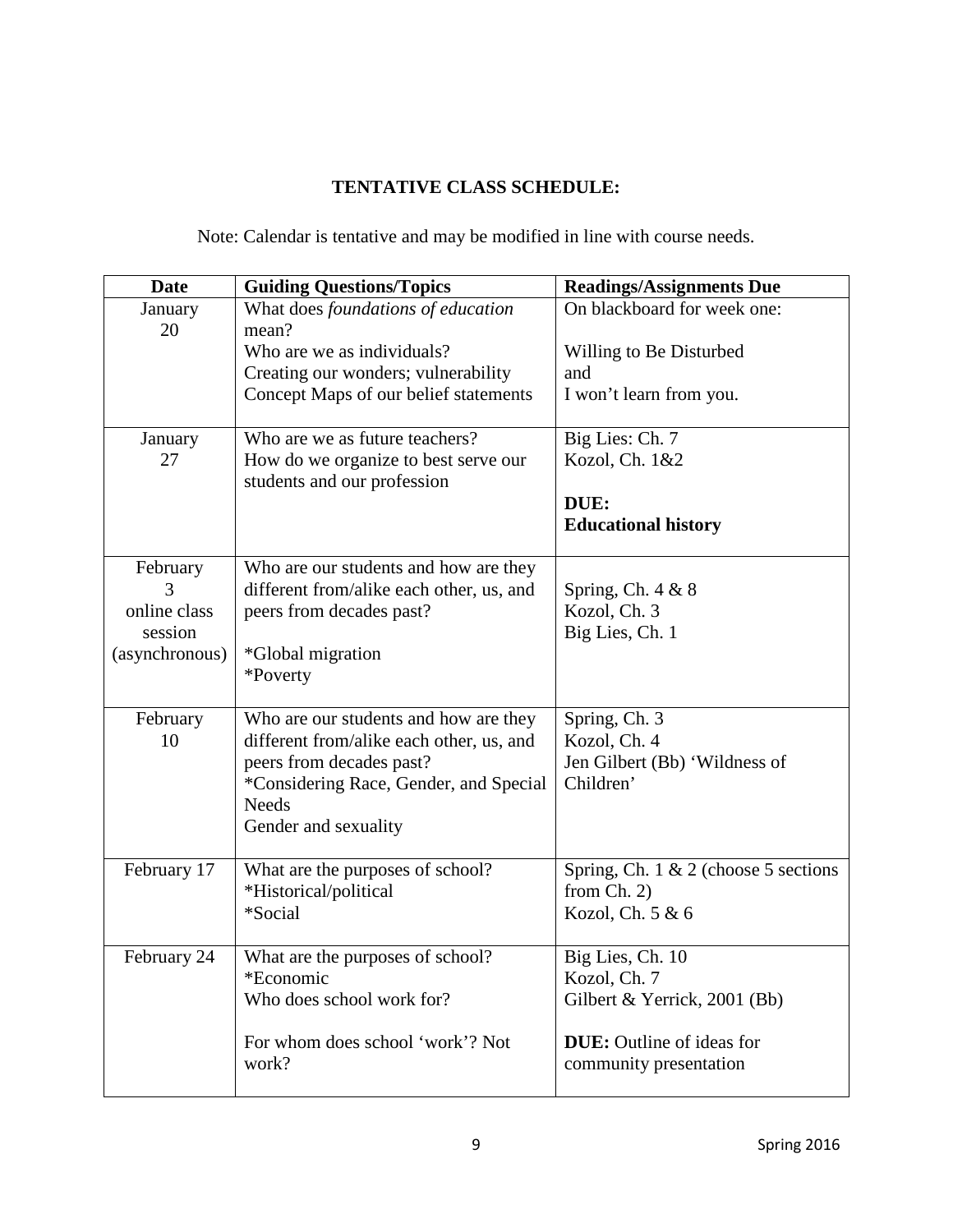**TENTATIVE CLASS SCHEDULE:**

Note: Calendar is tentative and may be modified in line with course needs.

| Date | Guiding Questions/Topics | Readings/Assignments Due |
|---|---|---|
| January 20 | What does *foundations of education* mean?<br>Who are we as individuals?<br>Creating our wonders; vulnerability<br>Concept Maps of our belief statements | On blackboard for week one:<br><br>Willing to Be Disturbed<br>and<br>I won't learn from you. |
| January 27 | Who are we as future teachers?<br>How do we organize to best serve our students and our profession | Big Lies: Ch. 7<br>Kozol, Ch. 1&2<br><br>**DUE:**<br>**Educational history** |
| February 3<br>online class session (asynchronous) | Who are our students and how are they different from/alike each other, us, and peers from decades past?<br><br>*Global migration<br>*Poverty | Spring, Ch. 4 & 8<br>Kozol, Ch. 3<br>Big Lies, Ch. 1 |
| February 10 | Who are our students and how are they different from/alike each other, us, and peers from decades past?<br>*Considering Race, Gender, and Special Needs<br>Gender and sexuality | Spring, Ch. 3<br>Kozol, Ch. 4<br>Jen Gilbert (Bb) 'Wildness of Children' |
| February 17 | What are the purposes of school?<br>*Historical/political<br>*Social | Spring, Ch. 1 & 2 (choose 5 sections from Ch. 2)<br>Kozol, Ch. 5 & 6 |
| February 24 | What are the purposes of school?<br>*Economic<br>Who does school work for?<br><br>For whom does school 'work'? Not work? | Big Lies, Ch. 10<br>Kozol, Ch. 7<br>Gilbert & Yerrick, 2001 (Bb)<br><br>**DUE:** Outline of ideas for community presentation |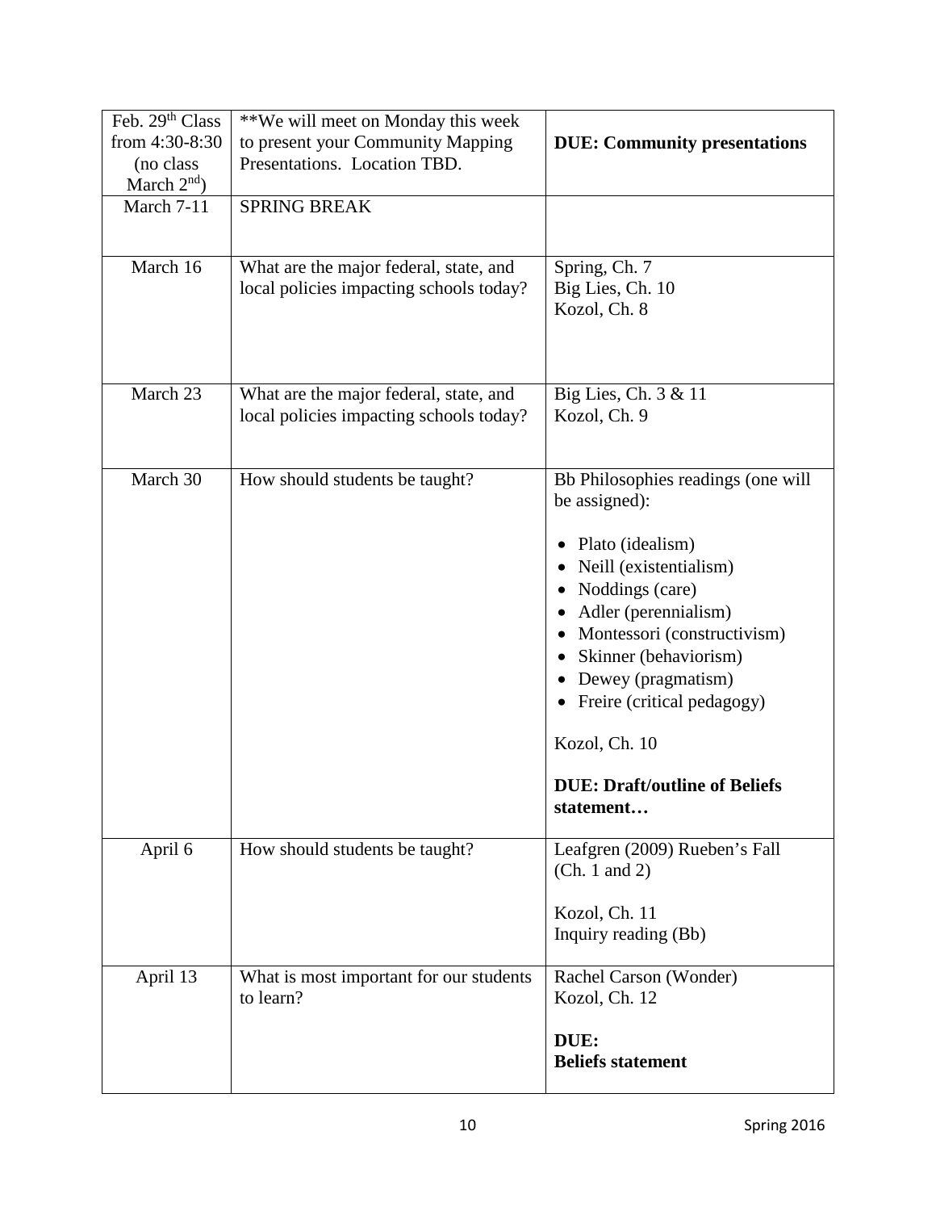| Feb. 29th Class from 4:30-8:30 (no class March 2nd) | **We will meet on Monday this week to present your Community Mapping Presentations. Location TBD. | **DUE: Community presentations** |
|---|---|---|
| March 7-11 | SPRING BREAK | |
| March 16 | What are the major federal, state, and local policies impacting schools today? | Spring, Ch. 7<br>Big Lies, Ch. 10<br>Kozol, Ch. 8 |
| March 23 | What are the major federal, state, and local policies impacting schools today? | Big Lies, Ch. 3 & 11<br>Kozol, Ch. 9 |
| March 30 | How should students be taught? | Bb Philosophies readings (one will be assigned):<br>• Plato (idealism)<br>• Neill (existentialism)<br>• Noddings (care)<br>• Adler (perennialism)<br>• Montessori (constructivism)<br>• Skinner (behaviorism)<br>• Dewey (pragmatism)<br>• Freire (critical pedagogy)<br><br>Kozol, Ch. 10<br><br>**DUE: Draft/outline of Beliefs statement…** |
| April 6 | How should students be taught? | Leafgren (2009) Rueben's Fall (Ch. 1 and 2)<br><br>Kozol, Ch. 11<br>Inquiry reading (Bb) |
| April 13 | What is most important for our students to learn? | Rachel Carson (Wonder)<br>Kozol, Ch. 12<br><br>**DUE:**<br>**Beliefs statement** |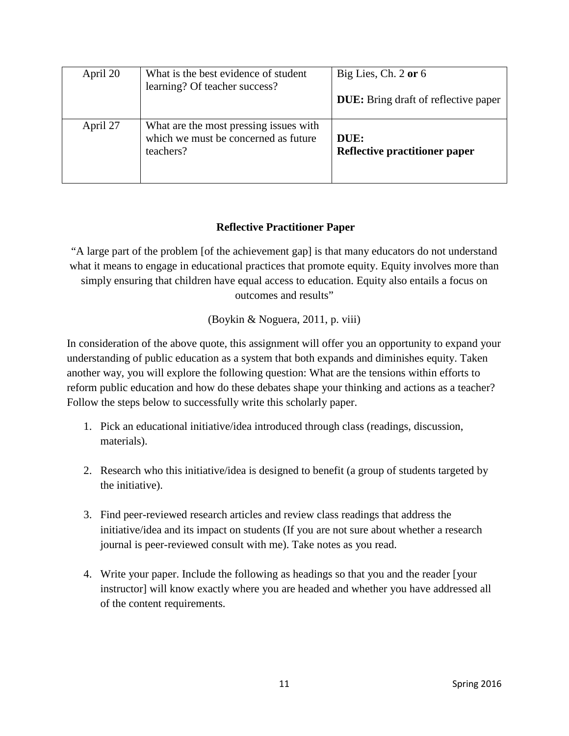| April 20 | What is the best evidence of student learning? Of teacher success? | Big Lies, Ch. 2 **or** 6<br><br>**DUE:** Bring draft of reflective paper |
|---|---|---|
| April 27 | What are the most pressing issues with which we must be concerned as future teachers? | **DUE:**<br>**Reflective practitioner paper** |

### Reflective Practitioner Paper

"A large part of the problem [of the achievement gap] is that many educators do not understand what it means to engage in educational practices that promote equity. Equity involves more than simply ensuring that children have equal access to education. Equity also entails a focus on outcomes and results"

(Boykin & Noguera, 2011, p. viii)

In consideration of the above quote, this assignment will offer you an opportunity to expand your understanding of public education as a system that both expands and diminishes equity. Taken another way, you will explore the following question: What are the tensions within efforts to reform public education and how do these debates shape your thinking and actions as a teacher? Follow the steps below to successfully write this scholarly paper.

1. Pick an educational initiative/idea introduced through class (readings, discussion, materials).

2. Research who this initiative/idea is designed to benefit (a group of students targeted by the initiative).

3. Find peer-reviewed research articles and review class readings that address the initiative/idea and its impact on students (If you are not sure about whether a research journal is peer-reviewed consult with me). Take notes as you read.

4. Write your paper. Include the following as headings so that you and the reader [your instructor] will know exactly where you are headed and whether you have addressed all of the content requirements.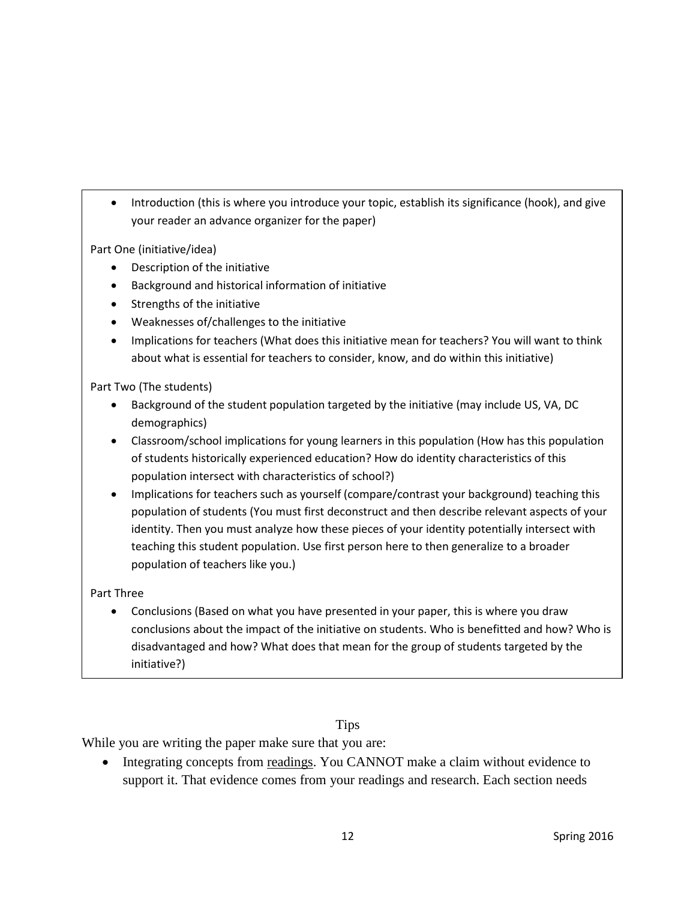- Introduction (this is where you introduce your topic, establish its significance (hook), and give your reader an advance organizer for the paper)

Part One (initiative/idea)

- Description of the initiative
- Background and historical information of initiative
- Strengths of the initiative
- Weaknesses of/challenges to the initiative
- Implications for teachers (What does this initiative mean for teachers? You will want to think about what is essential for teachers to consider, know, and do within this initiative)

Part Two (The students)

- Background of the student population targeted by the initiative (may include US, VA, DC demographics)
- Classroom/school implications for young learners in this population (How has this population of students historically experienced education? How do identity characteristics of this population intersect with characteristics of school?)
- Implications for teachers such as yourself (compare/contrast your background) teaching this population of students (You must first deconstruct and then describe relevant aspects of your identity. Then you must analyze how these pieces of your identity potentially intersect with teaching this student population. Use first person here to then generalize to a broader population of teachers like you.)

Part Three

- Conclusions (Based on what you have presented in your paper, this is where you draw conclusions about the impact of the initiative on students. Who is benefitted and how? Who is disadvantaged and how? What does that mean for the group of students targeted by the initiative?)

## Tips

While you are writing the paper make sure that you are:

- Integrating concepts from readings. You CANNOT make a claim without evidence to support it. That evidence comes from your readings and research. Each section needs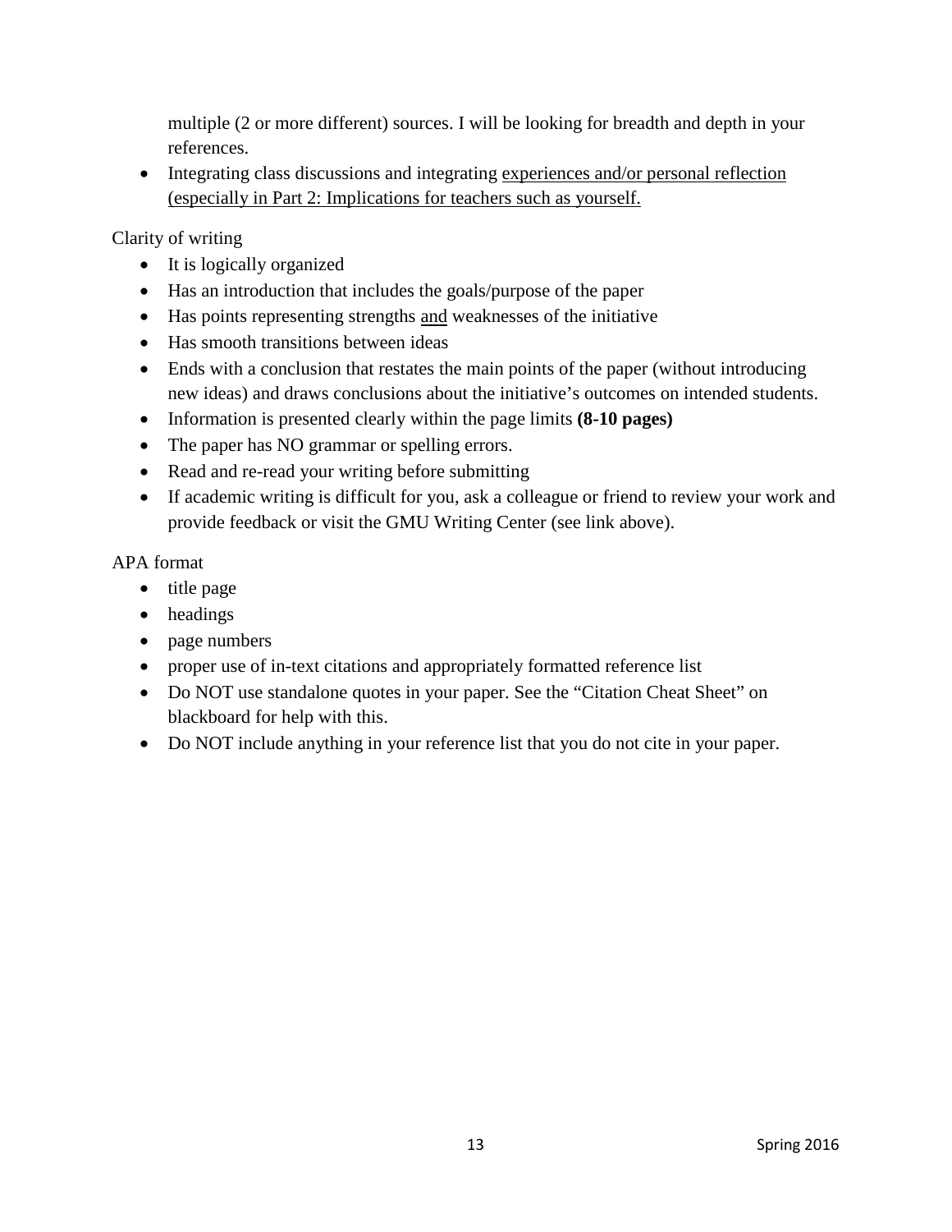multiple (2 or more different) sources. I will be looking for breadth and depth in your references.

- Integrating class discussions and integrating <u>experiences and/or personal reflection (especially in Part 2: Implications for teachers such as yourself.</u>

Clarity of writing

- It is logically organized
- Has an introduction that includes the goals/purpose of the paper
- Has points representing strengths <u>and</u> weaknesses of the initiative
- Has smooth transitions between ideas
- Ends with a conclusion that restates the main points of the paper (without introducing new ideas) and draws conclusions about the initiative's outcomes on intended students.
- Information is presented clearly within the page limits **(8-10 pages)**
- The paper has NO grammar or spelling errors.
- Read and re-read your writing before submitting
- If academic writing is difficult for you, ask a colleague or friend to review your work and provide feedback or visit the GMU Writing Center (see link above).

APA format

- title page
- headings
- page numbers
- proper use of in-text citations and appropriately formatted reference list
- Do NOT use standalone quotes in your paper. See the "Citation Cheat Sheet" on blackboard for help with this.
- Do NOT include anything in your reference list that you do not cite in your paper.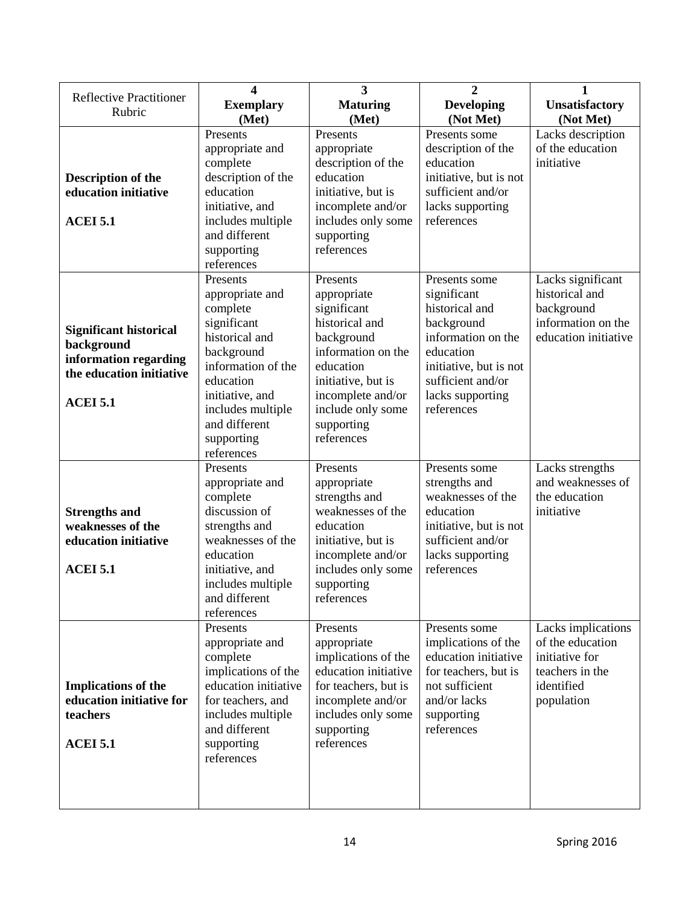| Reflective Practitioner Rubric | **4** **Exemplary** **(Met)** | **3** **Maturing** **(Met)** | **2** **Developing** **(Not Met)** | **1** **Unsatisfactory** **(Not Met)** |
|---|---|---|---|---|
| **Description of the education initiative** **ACEI 5.1** | Presents appropriate and complete description of the education initiative, and includes multiple and different supporting references | Presents appropriate description of the education initiative, but is incomplete and/or includes only some supporting references | Presents some description of the education initiative, but is not sufficient and/or lacks supporting references | Lacks description of the education initiative |
| **Significant historical background information regarding the education initiative** **ACEI 5.1** | Presents appropriate and complete significant historical and background information of the education initiative, and includes multiple and different supporting references | Presents appropriate significant historical and background information on the education initiative, but is incomplete and/or include only some supporting references | Presents some significant historical and background information on the education initiative, but is not sufficient and/or lacks supporting references | Lacks significant historical and background information on the education initiative |
| **Strengths and weaknesses of the education initiative** **ACEI 5.1** | Presents appropriate and complete discussion of strengths and weaknesses of the education initiative, and includes multiple and different references | Presents appropriate strengths and weaknesses of the education initiative, but is incomplete and/or includes only some supporting references | Presents some strengths and weaknesses of the education initiative, but is not sufficient and/or lacks supporting references | Lacks strengths and weaknesses of the education initiative |
| **Implications of the education initiative for teachers** **ACEI 5.1** | Presents appropriate and complete implications of the education initiative for teachers, and includes multiple and different supporting references | Presents appropriate implications of the education initiative for teachers, but is incomplete and/or includes only some supporting references | Presents some implications of the education initiative for teachers, but is not sufficient and/or lacks supporting references | Lacks implications of the education initiative for teachers in the identified population |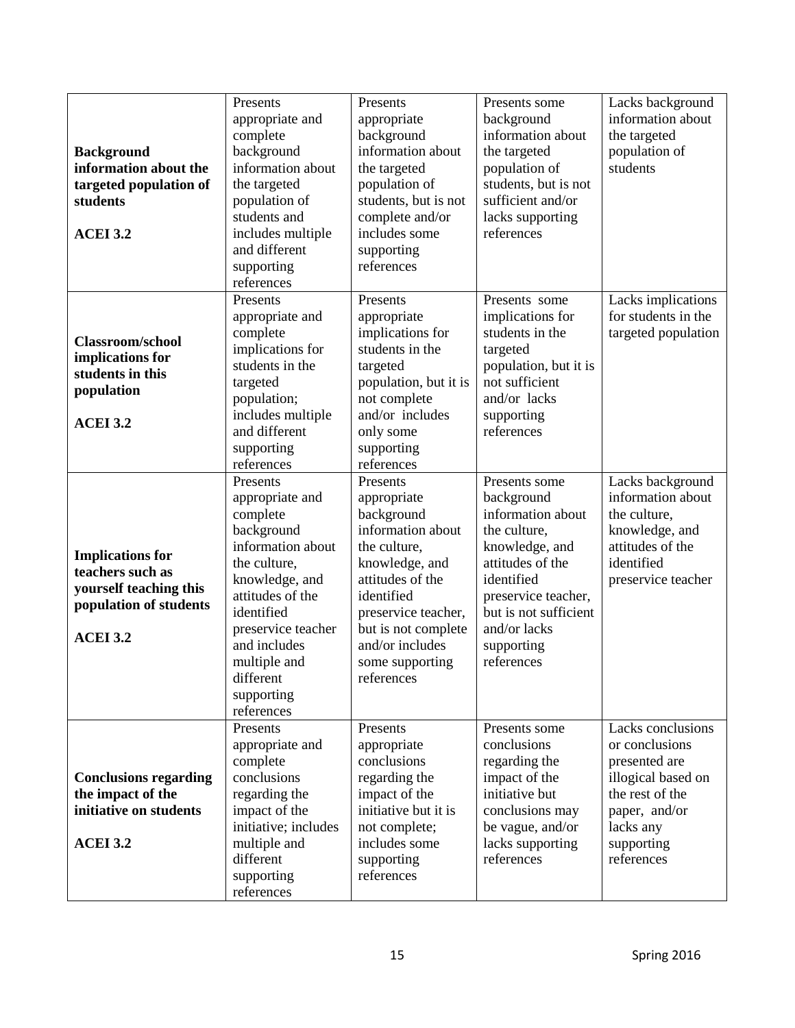| | | | | |
|---|---|---|---|---|
| **Background information about the targeted population of students**<br><br>**ACEI 3.2** | Presents appropriate and complete background information about the targeted population of students and includes multiple and different supporting references | Presents appropriate background information about the targeted population of students, but is not complete and/or includes some supporting references | Presents some background information about the targeted population of students, but is not sufficient and/or lacks supporting references | Lacks background information about the targeted population of students |
| **Classroom/school implications for students in this population**<br><br>**ACEI 3.2** | Presents appropriate and complete implications for students in the targeted population; includes multiple and different supporting references | Presents appropriate implications for students in the targeted population, but it is not complete and/or includes only some supporting references | Presents some implications for students in the targeted population, but it is not sufficient and/or lacks supporting references | Lacks implications for students in the targeted population |
| **Implications for teachers such as yourself teaching this population of students**<br><br>**ACEI 3.2** | Presents appropriate and complete background information about the culture, knowledge, and attitudes of the identified preservice teacher and includes multiple and different supporting references | Presents appropriate background information about the culture, knowledge, and attitudes of the identified preservice teacher, but is not complete and/or includes some supporting references | Presents some background information about the culture, knowledge, and attitudes of the identified preservice teacher, but is not sufficient and/or lacks supporting references | Lacks background information about the culture, knowledge, and attitudes of the identified preservice teacher |
| **Conclusions regarding the impact of the initiative on students**<br><br>**ACEI 3.2** | Presents appropriate and complete conclusions regarding the impact of the initiative; includes multiple and different supporting references | Presents appropriate conclusions regarding the impact of the initiative but it is not complete; includes some supporting references | Presents some conclusions regarding the impact of the initiative but conclusions may be vague, and/or lacks supporting references | Lacks conclusions or conclusions presented are illogical based on the rest of the paper, and/or lacks any supporting references |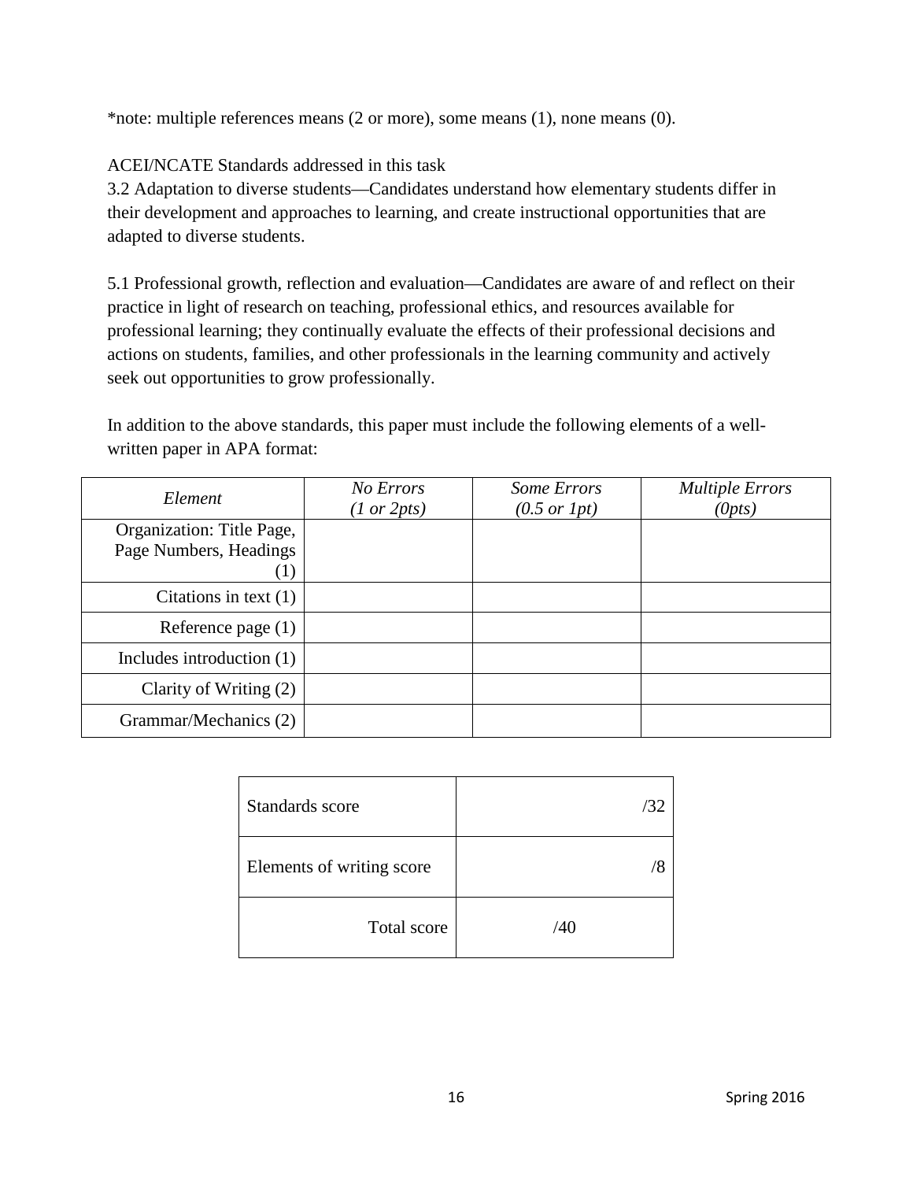*note: multiple references means (2 or more), some means (1), none means (0).

ACEI/NCATE Standards addressed in this task

3.2 Adaptation to diverse students—Candidates understand how elementary students differ in their development and approaches to learning, and create instructional opportunities that are adapted to diverse students.

5.1 Professional growth, reflection and evaluation—Candidates are aware of and reflect on their practice in light of research on teaching, professional ethics, and resources available for professional learning; they continually evaluate the effects of their professional decisions and actions on students, families, and other professionals in the learning community and actively seek out opportunities to grow professionally.

In addition to the above standards, this paper must include the following elements of a well-written paper in APA format:

| *Element* | *No Errors (1 or 2pts)* | *Some Errors (0.5 or 1pt)* | *Multiple Errors (0pts)* |
|---|---|---|---|
| Organization: Title Page, Page Numbers, Headings (1) | | | |
| Citations in text (1) | | | |
| Reference page (1) | | | |
| Includes introduction (1) | | | |
| Clarity of Writing (2) | | | |
| Grammar/Mechanics (2) | | | |

| | |
|---|---|
| Standards score | /32 |
| Elements of writing score | /8 |
| Total score | /40 |